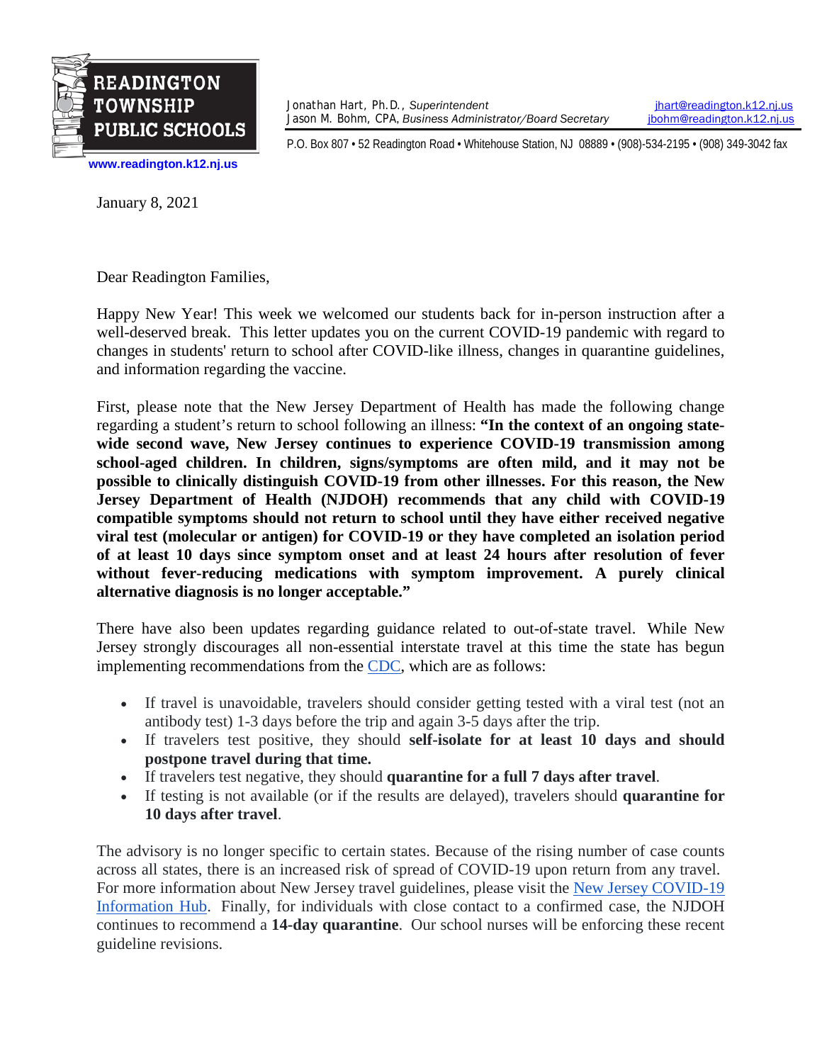**READINGTON TOWNSHIP PUBLIC SCHOOLS**

www.readington.k12.nj.us

Jonathan Hart, Ph.D., *Superintendent* — jhart@readington.k12.nj.us
Jason M. Bohm, CPA, *Business Administrator/Board Secretary* — jbohm@readington.k12.nj.us

P.O. Box 807 • 52 Readington Road • Whitehouse Station, NJ 08889 • (908)-534-2195 • (908) 349-3042 fax

January 8, 2021

Dear Readington Families,

Happy New Year! This week we welcomed our students back for in-person instruction after a well-deserved break. This letter updates you on the current COVID-19 pandemic with regard to changes in students' return to school after COVID-like illness, changes in quarantine guidelines, and information regarding the vaccine.

First, please note that the New Jersey Department of Health has made the following change regarding a student's return to school following an illness: **"In the context of an ongoing state-wide second wave, New Jersey continues to experience COVID-19 transmission among school-aged children. In children, signs/symptoms are often mild, and it may not be possible to clinically distinguish COVID-19 from other illnesses. For this reason, the New Jersey Department of Health (NJDOH) recommends that any child with COVID-19 compatible symptoms should not return to school until they have either received negative viral test (molecular or antigen) for COVID-19 or they have completed an isolation period of at least 10 days since symptom onset and at least 24 hours after resolution of fever without fever-reducing medications with symptom improvement. A purely clinical alternative diagnosis is no longer acceptable."**

There have also been updates regarding guidance related to out-of-state travel. While New Jersey strongly discourages all non-essential interstate travel at this time the state has begun implementing recommendations from the CDC, which are as follows:

- If travel is unavoidable, travelers should consider getting tested with a viral test (not an antibody test) 1-3 days before the trip and again 3-5 days after the trip.
- If travelers test positive, they should **self-isolate for at least 10 days and should postpone travel during that time.**
- If travelers test negative, they should **quarantine for a full 7 days after travel**.
- If testing is not available (or if the results are delayed), travelers should **quarantine for 10 days after travel**.

The advisory is no longer specific to certain states. Because of the rising number of case counts across all states, there is an increased risk of spread of COVID-19 upon return from any travel. For more information about New Jersey travel guidelines, please visit the New Jersey COVID-19 Information Hub. Finally, for individuals with close contact to a confirmed case, the NJDOH continues to recommend a **14-day quarantine**. Our school nurses will be enforcing these recent guideline revisions.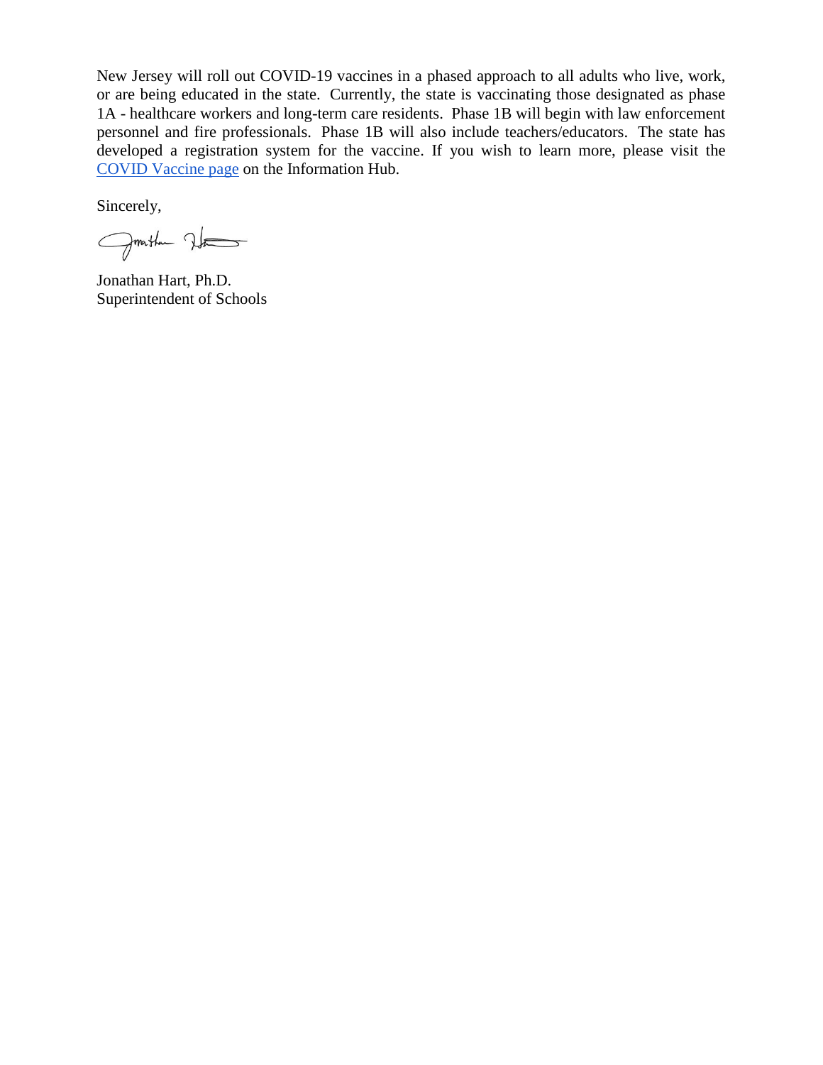New Jersey will roll out COVID-19 vaccines in a phased approach to all adults who live, work, or are being educated in the state. Currently, the state is vaccinating those designated as phase 1A - healthcare workers and long-term care residents. Phase 1B will begin with law enforcement personnel and fire professionals. Phase 1B will also include teachers/educators. The state has developed a registration system for the vaccine. If you wish to learn more, please visit the COVID Vaccine page on the Information Hub.

Sincerely,

Jonathan Hart, Ph.D.  
Superintendent of Schools